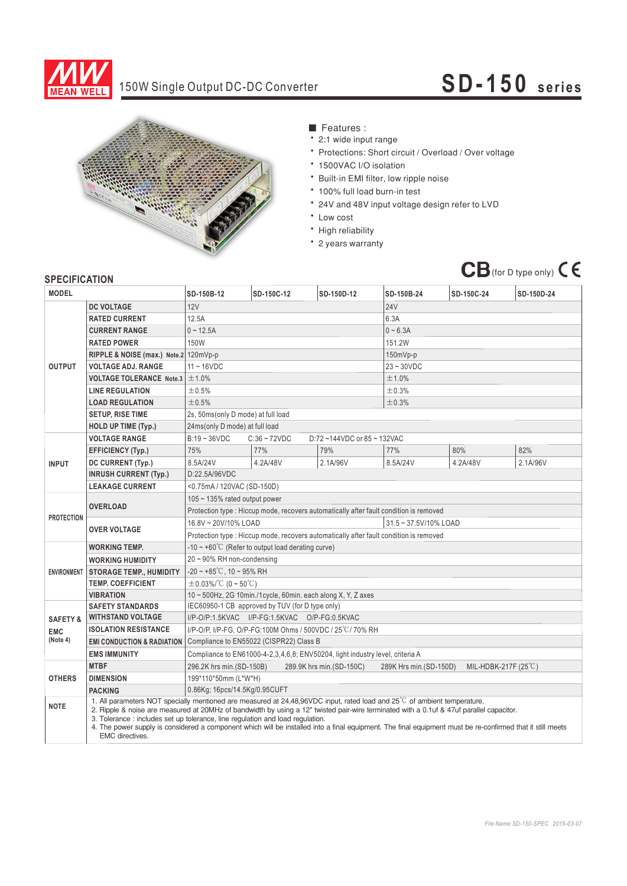# 150W Single Output DC-DC Converter

## SD-150 series

■ Features :

- 2:1 wide input range
- Protections: Short circuit / Overload / Over voltage
- 1500VAC I/O isolation
- Built-in EMI filter, low ripple noise
- 100% full load burn-in test
- 24V and 48V input voltage design refer to LVD
- Low cost
- High reliability
- 2 years warranty

CB (for D type only) CE

## SPECIFICATION

| MODEL | | SD-150B-12 | SD-150C-12 | SD-150D-12 | SD-150B-24 | SD-150C-24 | SD-150D-24 |
|---|---|---|---|---|---|---|---|
| OUTPUT | DC VOLTAGE | 12V | | | 24V | | |
| | RATED CURRENT | 12.5A | | | 6.3A | | |
| | CURRENT RANGE | 0 ~ 12.5A | | | 0 ~ 6.3A | | |
| | RATED POWER | 150W | | | 151.2W | | |
| | RIPPLE & NOISE (max.) Note.2 | 120mVp-p | | | 150mVp-p | | |
| | VOLTAGE ADJ. RANGE | 11 ~ 16VDC | | | 23 ~ 30VDC | | |
| | VOLTAGE TOLERANCE Note.3 | ±1.0% | | | ±1.0% | | |
| | LINE REGULATION | ±0.5% | | | ±0.3% | | |
| | LOAD REGULATION | ±0.5% | | | ±0.3% | | |
| | SETUP, RISE TIME | 2s, 50ms(only D mode) at full load | | | | | |
| | HOLD UP TIME (Typ.) | 24ms(only D mode) at full load | | | | | |
| INPUT | VOLTAGE RANGE | B:19 ~ 36VDC C:36 ~ 72VDC D:72 ~144VDC or 85 ~ 132VAC | | | | | |
| | EFFICIENCY (Typ.) | 75% | 77% | 79% | 77% | 80% | 82% |
| | DC CURRENT (Typ.) | 8.5A/24V | 4.2A/48V | 2.1A/96V | 8.5A/24V | 4.2A/48V | 2.1A/96V |
| | INRUSH CURRENT (Typ.) | D:22.5A/96VDC | | | | | |
| | LEAKAGE CURRENT | <0.75mA / 120VAC (SD-150D) | | | | | |
| PROTECTION | OVERLOAD | 105 ~ 135% rated output power | | | | | |
| | | Protection type : Hiccup mode, recovers automatically after fault condition is removed | | | | | |
| | OVER VOLTAGE | 16.8V ~ 20V/10% LOAD | | | 31.5 ~ 37.5V/10% LOAD | | |
| | | Protection type : Hiccup mode, recovers automatically after fault condition is removed | | | | | |
| ENVIRONMENT | WORKING TEMP. | -10 ~ +60℃ (Refer to output load derating curve) | | | | | |
| | WORKING HUMIDITY | 20 ~ 90% RH non-condensing | | | | | |
| | STORAGE TEMP., HUMIDITY | -20 ~ +85℃, 10 ~ 95% RH | | | | | |
| | TEMP. COEFFICIENT | ±0.03%/℃ (0 ~ 50℃) | | | | | |
| | VIBRATION | 10 ~ 500Hz, 2G 10min./1cycle, 60min. each along X, Y, Z axes | | | | | |
| SAFETY & EMC (Note 4) | SAFETY STANDARDS | IEC60950-1 CB approved by TUV (for D type only) | | | | | |
| | WITHSTAND VOLTAGE | I/P-O/P:1.5KVAC I/P-FG:1.5KVAC O/P-FG:0.5KVAC | | | | | |
| | ISOLATION RESISTANCE | I/P-O/P, I/P-FG, O/P-FG:100M Ohms / 500VDC / 25℃/ 70% RH | | | | | |
| | EMI CONDUCTION & RADIATION | Compliance to EN55022 (CISPR22) Class B | | | | | |
| | EMS IMMUNITY | Compliance to EN61000-4-2,3,4,6,8; ENV50204, light industry level, criteria A | | | | | |
| OTHERS | MTBF | 296.2K hrs min.(SD-150B) 289.9K hrs min.(SD-150C) 289K Hrs min.(SD-150D) MIL-HDBK-217F (25℃) | | | | | |
| | DIMENSION | 199*110*50mm (L*W*H) | | | | | |
| | PACKING | 0.86Kg; 16pcs/14.5Kg/0.95CUFT | | | | | |

**NOTE**

1. All parameters NOT specially mentioned are measured at 24,48,96VDC input, rated load and 25℃ of ambient temperature.
2. Ripple & noise are measured at 20MHz of bandwidth by using a 12" twisted pair-wire terminated with a 0.1uf & 47uf parallel capacitor.
3. Tolerance : includes set up tolerance, line regulation and load regulation.
4. The power supply is considered a component which will be installed into a final equipment. The final equipment must be re-confirmed that it still meets EMC directives.

File Name:SD-150-SPEC 2015-03-07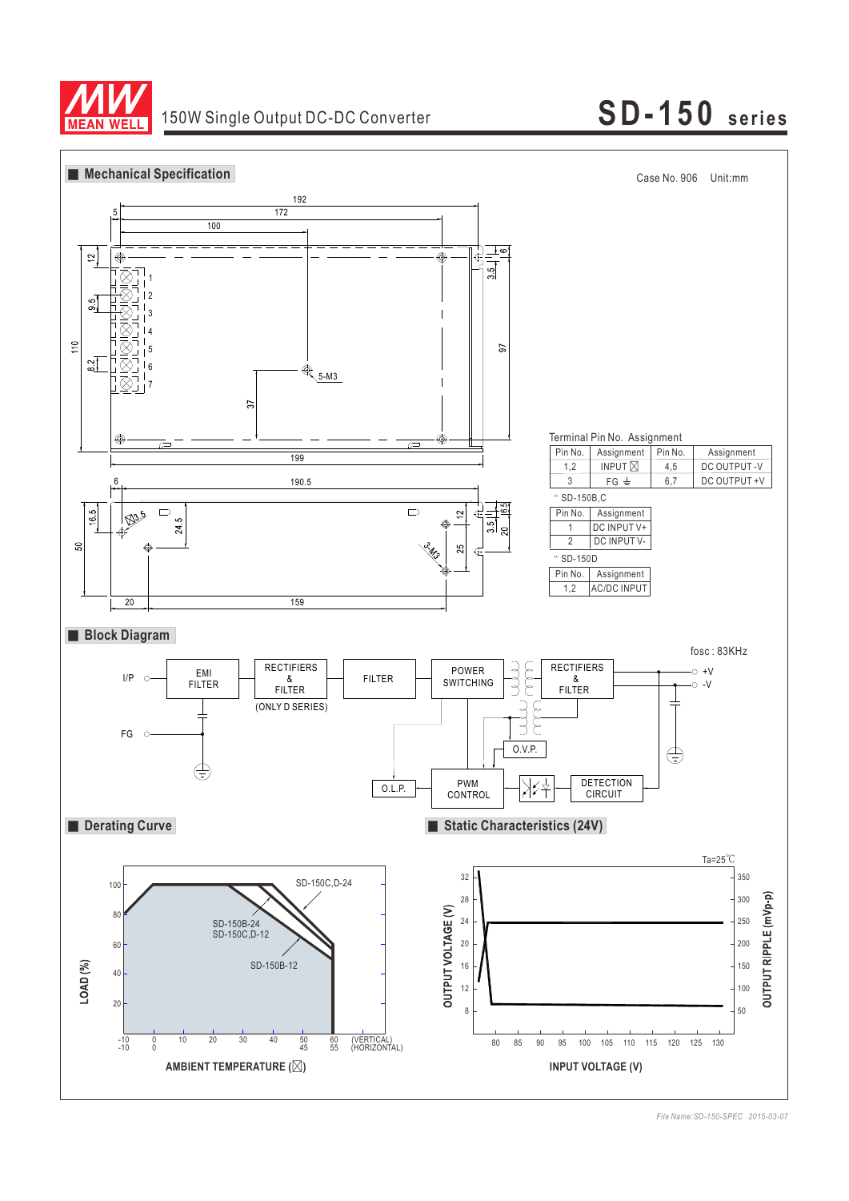## Mechanical Specification

Case No. 906 Unit:mm

192
5
172
100
12
9.5
110
8.2
1
2
3
4
5
6
7
5-M3
37
3.5
6
97
199
6
190.5
16.5
3.5
24.5
50
12
3.5
16.5
20
3-M3
25
20
159

Terminal Pin No. Assignment

| Pin No. | Assignment | Pin No. | Assignment |
|---|---|---|---|
| 1,2 | INPUT ⊠ | 4,5 | DC OUTPUT -V |
| 3 | FG ⏚ | 6,7 | DC OUTPUT +V |

" SD-150B,C

| Pin No. | Assignment |
|---|---|
| 1 | DC INPUT V+ |
| 2 | DC INPUT V- |

" SD-150D

| Pin No. | Assignment |
|---|---|
| 1,2 | AC/DC INPUT |

## Block Diagram

fosc : 83KHz

I/P
FG
EMI FILTER
RECTIFIERS & FILTER
(ONLY D SERIES)
FILTER
POWER SWITCHING
RECTIFIERS & FILTER
+V
-V
O.V.P.
O.L.P.
PWM CONTROL
DETECTION CIRCUIT

## Derating Curve

SD-150C,D-24
SD-150B-24
SD-150C,D-12
SD-150B-12

LOAD (%)
100
80
60
40
20

-10 0 10 20 30 40 50 60 (VERTICAL)
-10 0 45 55 (HORIZONTAL)

AMBIENT TEMPERATURE (⊠)

## Static Characteristics (24V)

Ta=25℃

OUTPUT VOLTAGE (V)
32
28
24
20
16
12
8

OUTPUT RIPPLE (mVp-p)
350
300
250
200
150
100
50

80 85 90 95 100 105 110 115 120 125 130

INPUT VOLTAGE (V)

*File Name:SD-150-SPEC 2015-03-07*